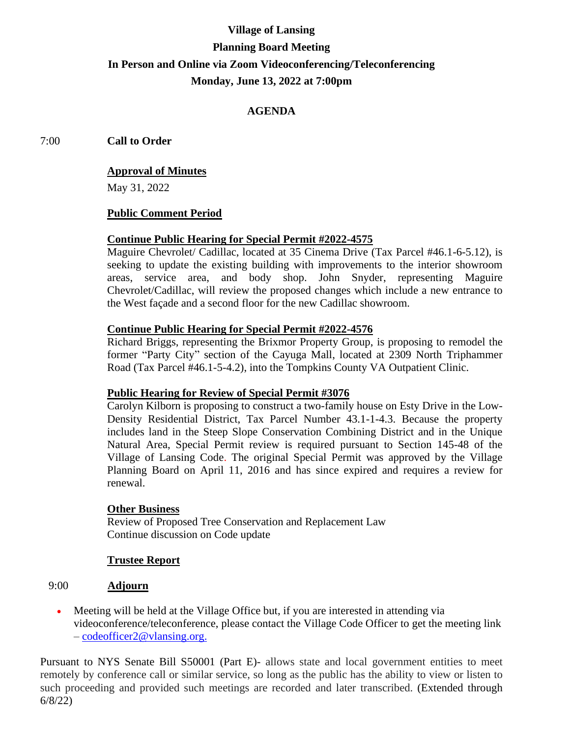# Village of Lansing

## Planning Board Meeting

## In Person and Online via Zoom Videoconferencing/Teleconferencing

## Monday, June 13, 2022 at 7:00pm

### AGENDA

7:00 **Call to Order**

**Approval of Minutes**

May 31, 2022

**Public Comment Period**

**Continue Public Hearing for Special Permit #2022-4575**

Maguire Chevrolet/ Cadillac, located at 35 Cinema Drive (Tax Parcel #46.1-6-5.12), is seeking to update the existing building with improvements to the interior showroom areas, service area, and body shop. John Snyder, representing Maguire Chevrolet/Cadillac, will review the proposed changes which include a new entrance to the West façade and a second floor for the new Cadillac showroom.

**Continue Public Hearing for Special Permit #2022-4576**

Richard Briggs, representing the Brixmor Property Group, is proposing to remodel the former "Party City" section of the Cayuga Mall, located at 2309 North Triphammer Road (Tax Parcel #46.1-5-4.2), into the Tompkins County VA Outpatient Clinic.

**Public Hearing for Review of Special Permit #3076**

Carolyn Kilborn is proposing to construct a two-family house on Esty Drive in the Low-Density Residential District, Tax Parcel Number 43.1-1-4.3. Because the property includes land in the Steep Slope Conservation Combining District and in the Unique Natural Area, Special Permit review is required pursuant to Section 145-48 of the Village of Lansing Code. The original Special Permit was approved by the Village Planning Board on April 11, 2016 and has since expired and requires a review for renewal.

**Other Business**

Review of Proposed Tree Conservation and Replacement Law

Continue discussion on Code update

**Trustee Report**

9:00 **Adjourn**

- Meeting will be held at the Village Office but, if you are interested in attending via videoconference/teleconference, please contact the Village Code Officer to get the meeting link – codeofficer2@vlansing.org.

Pursuant to NYS Senate Bill S50001 (Part E)- allows state and local government entities to meet remotely by conference call or similar service, so long as the public has the ability to view or listen to such proceeding and provided such meetings are recorded and later transcribed. (Extended through 6/8/22)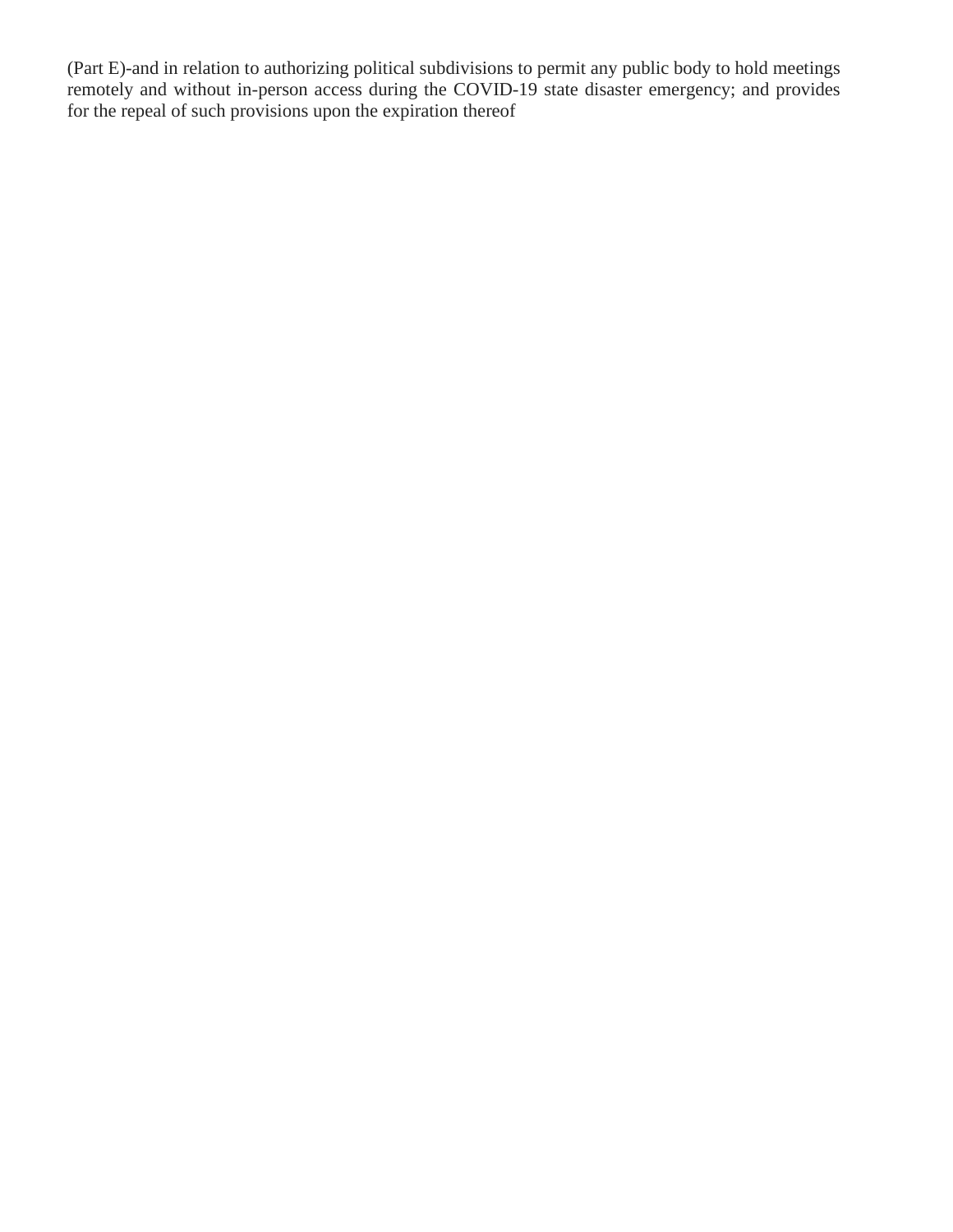(Part E)-and in relation to authorizing political subdivisions to permit any public body to hold meetings remotely and without in-person access during the COVID-19 state disaster emergency; and provides for the repeal of such provisions upon the expiration thereof